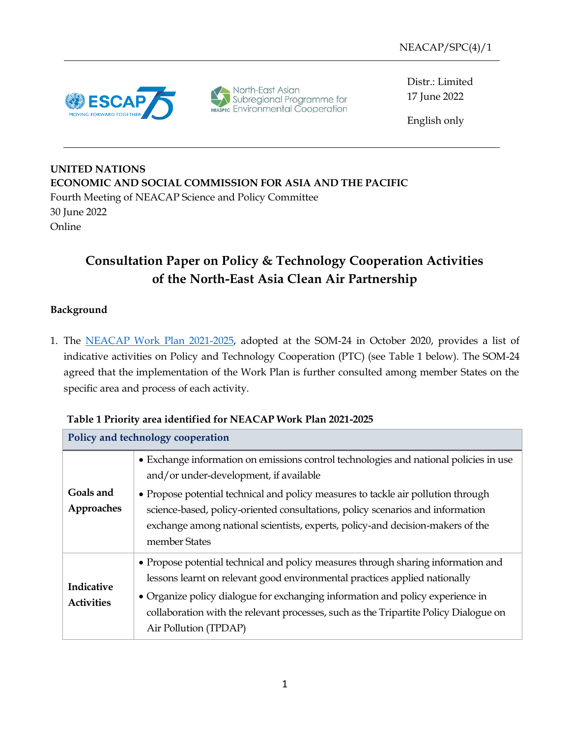NEACAP/SPC(4)/1

Distr.: Limited
17 June 2022

English only

**UNITED NATIONS**
**ECONOMIC AND SOCIAL COMMISSION FOR ASIA AND THE PACIFIC**
Fourth Meeting of NEACAP Science and Policy Committee
30 June 2022
Online

# Consultation Paper on Policy & Technology Cooperation Activities of the North-East Asia Clean Air Partnership

## Background

1. The [NEACAP Work Plan 2021-2025](), adopted at the SOM-24 in October 2020, provides a list of indicative activities on Policy and Technology Cooperation (PTC) (see Table 1 below). The SOM-24 agreed that the implementation of the Work Plan is further consulted among member States on the specific area and process of each activity.

**Table 1 Priority area identified for NEACAP Work Plan 2021-2025**

| **Policy and technology cooperation** | |
|---|---|
| **Goals and Approaches** | • Exchange information on emissions control technologies and national policies in use and/or under-development, if available<br>• Propose potential technical and policy measures to tackle air pollution through science-based, policy-oriented consultations, policy scenarios and information exchange among national scientists, experts, policy-and decision-makers of the member States |
| **Indicative Activities** | • Propose potential technical and policy measures through sharing information and lessons learnt on relevant good environmental practices applied nationally<br>• Organize policy dialogue for exchanging information and policy experience in collaboration with the relevant processes, such as the Tripartite Policy Dialogue on Air Pollution (TPDAP) |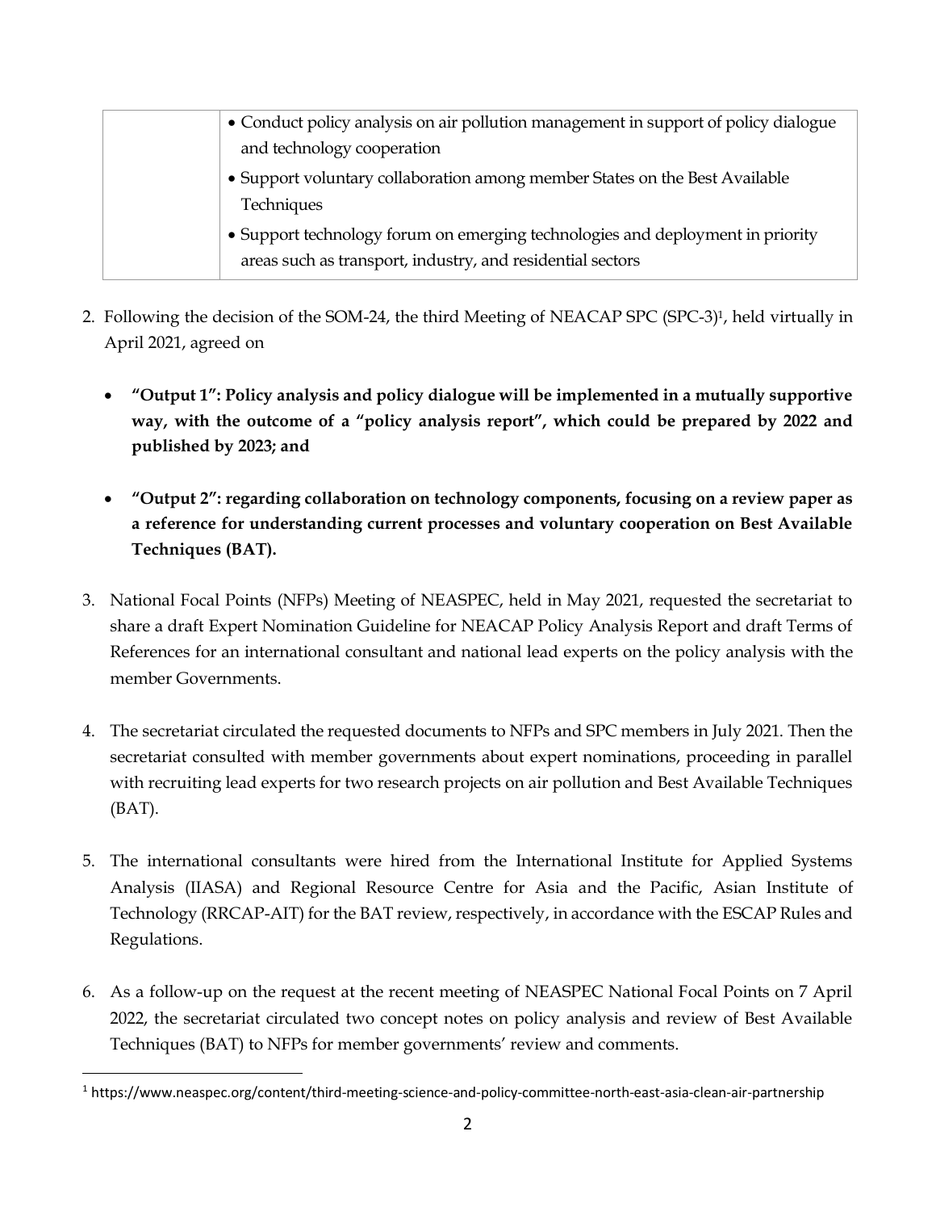| | • Conduct policy analysis on air pollution management in support of policy dialogue and technology cooperation<br>• Support voluntary collaboration among member States on the Best Available Techniques<br>• Support technology forum on emerging technologies and deployment in priority areas such as transport, industry, and residential sectors |
|---|---|

2. Following the decision of the SOM-24, the third Meeting of NEACAP SPC (SPC-3)[1], held virtually in April 2021, agreed on

    - **"Output 1": Policy analysis and policy dialogue will be implemented in a mutually supportive way, with the outcome of a "policy analysis report", which could be prepared by 2022 and published by 2023; and**

    - **"Output 2": regarding collaboration on technology components, focusing on a review paper as a reference for understanding current processes and voluntary cooperation on Best Available Techniques (BAT).**

3. National Focal Points (NFPs) Meeting of NEASPEC, held in May 2021, requested the secretariat to share a draft Expert Nomination Guideline for NEACAP Policy Analysis Report and draft Terms of References for an international consultant and national lead experts on the policy analysis with the member Governments.

4. The secretariat circulated the requested documents to NFPs and SPC members in July 2021. Then the secretariat consulted with member governments about expert nominations, proceeding in parallel with recruiting lead experts for two research projects on air pollution and Best Available Techniques (BAT).

5. The international consultants were hired from the International Institute for Applied Systems Analysis (IIASA) and Regional Resource Centre for Asia and the Pacific, Asian Institute of Technology (RRCAP-AIT) for the BAT review, respectively, in accordance with the ESCAP Rules and Regulations.

6. As a follow-up on the request at the recent meeting of NEASPEC National Focal Points on 7 April 2022, the secretariat circulated two concept notes on policy analysis and review of Best Available Techniques (BAT) to NFPs for member governments' review and comments.

[1] https://www.neaspec.org/content/third-meeting-science-and-policy-committee-north-east-asia-clean-air-partnership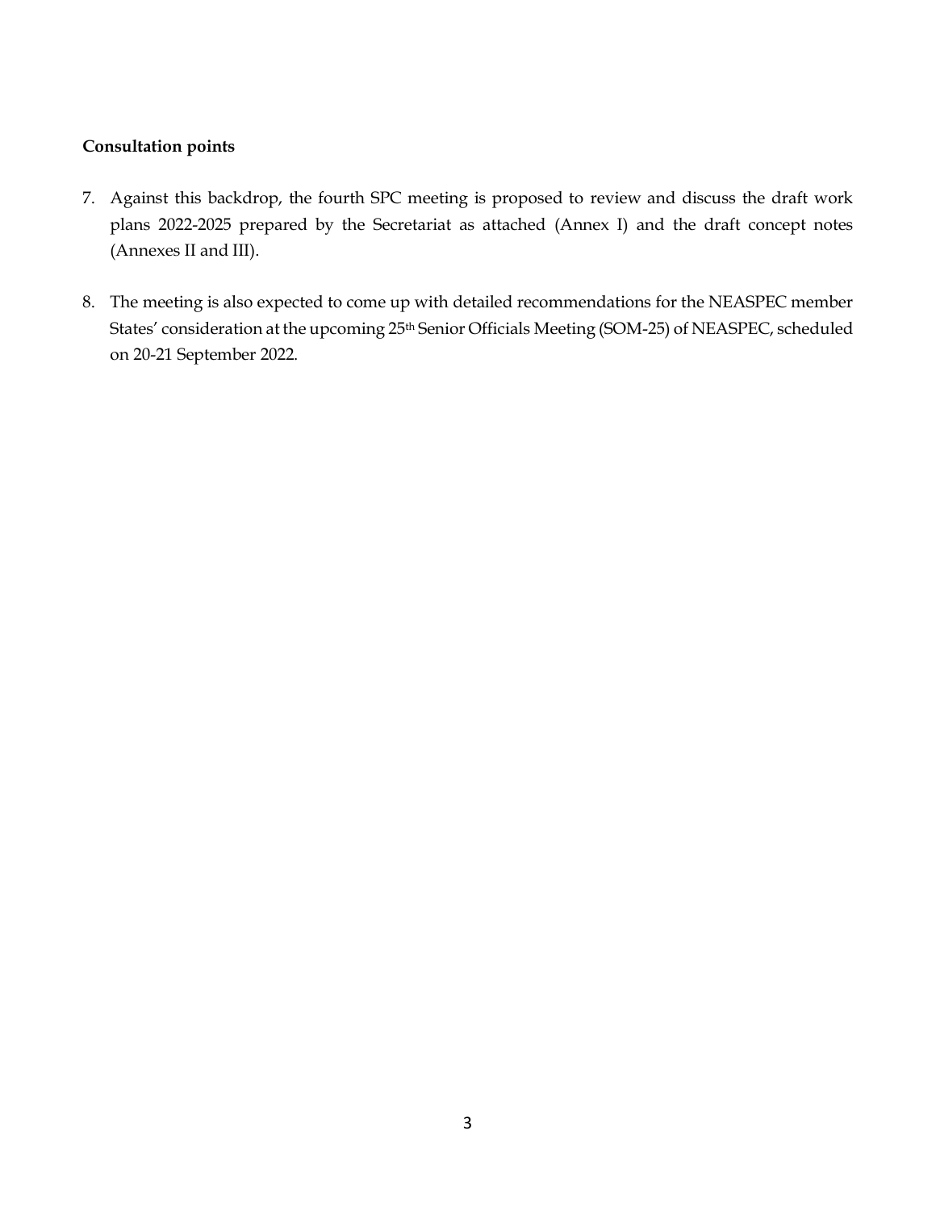**Consultation points**

7. Against this backdrop, the fourth SPC meeting is proposed to review and discuss the draft work plans 2022-2025 prepared by the Secretariat as attached (Annex I) and the draft concept notes (Annexes II and III).

8. The meeting is also expected to come up with detailed recommendations for the NEASPEC member States' consideration at the upcoming 25th Senior Officials Meeting (SOM-25) of NEASPEC, scheduled on 20-21 September 2022.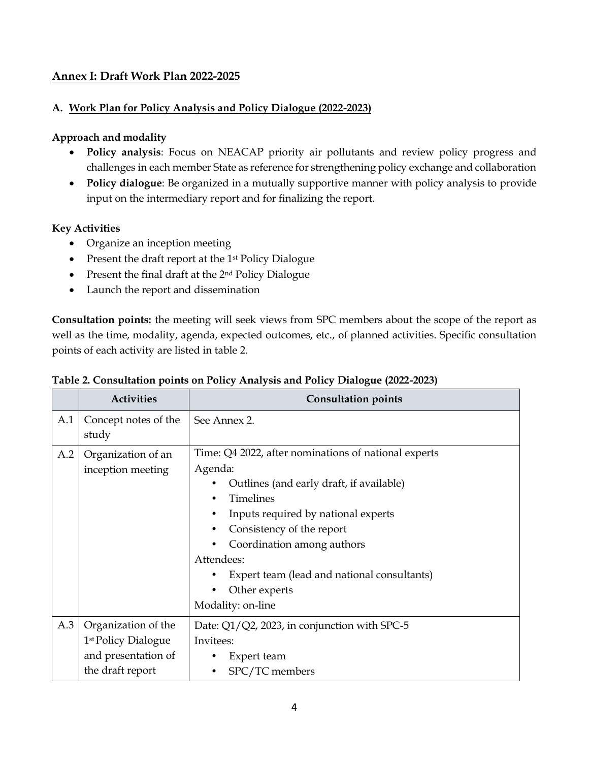## Annex I: Draft Work Plan 2022-2025

### A. Work Plan for Policy Analysis and Policy Dialogue (2022-2023)

**Approach and modality**

- **Policy analysis**: Focus on NEACAP priority air pollutants and review policy progress and challenges in each member State as reference for strengthening policy exchange and collaboration
- **Policy dialogue**: Be organized in a mutually supportive manner with policy analysis to provide input on the intermediary report and for finalizing the report.

**Key Activities**

- Organize an inception meeting
- Present the draft report at the 1st Policy Dialogue
- Present the final draft at the 2nd Policy Dialogue
- Launch the report and dissemination

**Consultation points:** the meeting will seek views from SPC members about the scope of the report as well as the time, modality, agenda, expected outcomes, etc., of planned activities. Specific consultation points of each activity are listed in table 2.

**Table 2. Consultation points on Policy Analysis and Policy Dialogue (2022-2023)**

| | Activities | Consultation points |
|---|---|---|
| A.1 | Concept notes of the study | See Annex 2. |
| A.2 | Organization of an inception meeting | Time: Q4 2022, after nominations of national experts<br>Agenda:<br>• Outlines (and early draft, if available)<br>• Timelines<br>• Inputs required by national experts<br>• Consistency of the report<br>• Coordination among authors<br>Attendees:<br>• Expert team (lead and national consultants)<br>• Other experts<br>Modality: on-line |
| A.3 | Organization of the 1st Policy Dialogue and presentation of the draft report | Date: Q1/Q2, 2023, in conjunction with SPC-5<br>Invitees:<br>• Expert team<br>• SPC/TC members |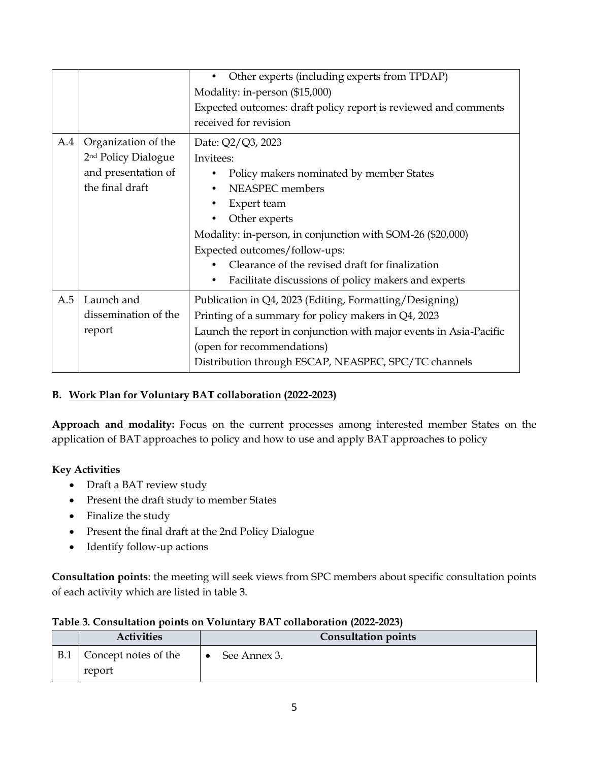| | | |
|---|---|---|
| | | • Other experts (including experts from TPDAP)<br>Modality: in-person ($15,000)<br>Expected outcomes: draft policy report is reviewed and comments received for revision |
| A.4 | Organization of the 2nd Policy Dialogue and presentation of the final draft | Date: Q2/Q3, 2023<br>Invitees:<br>• Policy makers nominated by member States<br>• NEASPEC members<br>• Expert team<br>• Other experts<br>Modality: in-person, in conjunction with SOM-26 ($20,000)<br>Expected outcomes/follow-ups:<br>• Clearance of the revised draft for finalization<br>• Facilitate discussions of policy makers and experts |
| A.5 | Launch and dissemination of the report | Publication in Q4, 2023 (Editing, Formatting/Designing)<br>Printing of a summary for policy makers in Q4, 2023<br>Launch the report in conjunction with major events in Asia-Pacific (open for recommendations)<br>Distribution through ESCAP, NEASPEC, SPC/TC channels |

**B. Work Plan for Voluntary BAT collaboration (2022-2023)**

**Approach and modality:** Focus on the current processes among interested member States on the application of BAT approaches to policy and how to use and apply BAT approaches to policy

**Key Activities**

- Draft a BAT review study
- Present the draft study to member States
- Finalize the study
- Present the final draft at the 2nd Policy Dialogue
- Identify follow-up actions

**Consultation points**: the meeting will seek views from SPC members about specific consultation points of each activity which are listed in table 3.

**Table 3. Consultation points on Voluntary BAT collaboration (2022-2023)**

| | Activities | Consultation points |
|---|---|---|
| B.1 | Concept notes of the report | • See Annex 3. |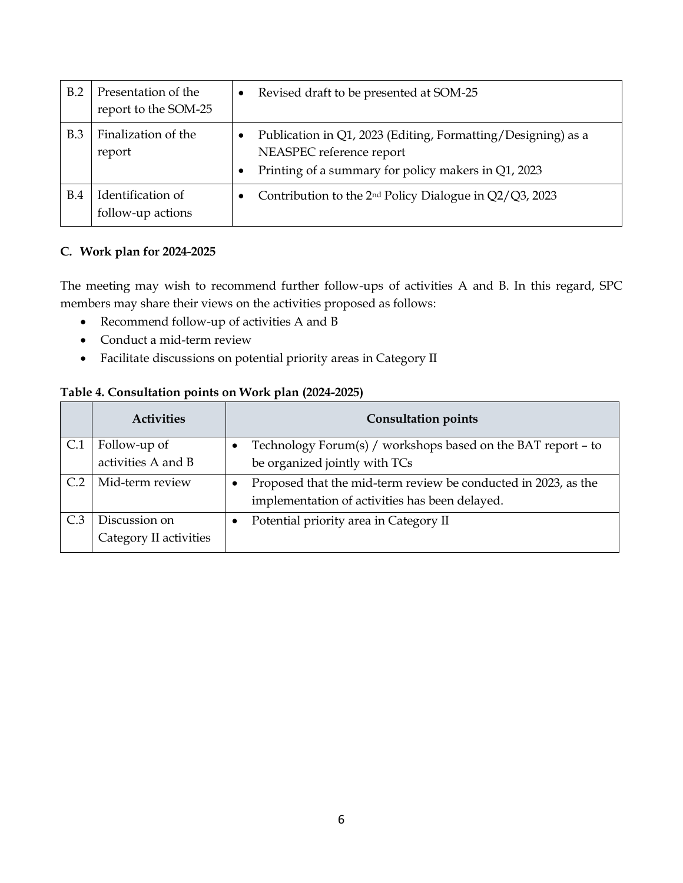| | | |
|---|---|---|
| B.2 | Presentation of the report to the SOM-25 | • Revised draft to be presented at SOM-25 |
| B.3 | Finalization of the report | • Publication in Q1, 2023 (Editing, Formatting/Designing) as a NEASPEC reference report<br>• Printing of a summary for policy makers in Q1, 2023 |
| B.4 | Identification of follow-up actions | • Contribution to the 2nd Policy Dialogue in Q2/Q3, 2023 |

**C. Work plan for 2024-2025**

The meeting may wish to recommend further follow-ups of activities A and B. In this regard, SPC members may share their views on the activities proposed as follows:

- Recommend follow-up of activities A and B
- Conduct a mid-term review
- Facilitate discussions on potential priority areas in Category II

**Table 4. Consultation points on Work plan (2024-2025)**

| | Activities | Consultation points |
|---|---|---|
| C.1 | Follow-up of activities A and B | • Technology Forum(s) / workshops based on the BAT report – to be organized jointly with TCs |
| C.2 | Mid-term review | • Proposed that the mid-term review be conducted in 2023, as the implementation of activities has been delayed. |
| C.3 | Discussion on Category II activities | • Potential priority area in Category II |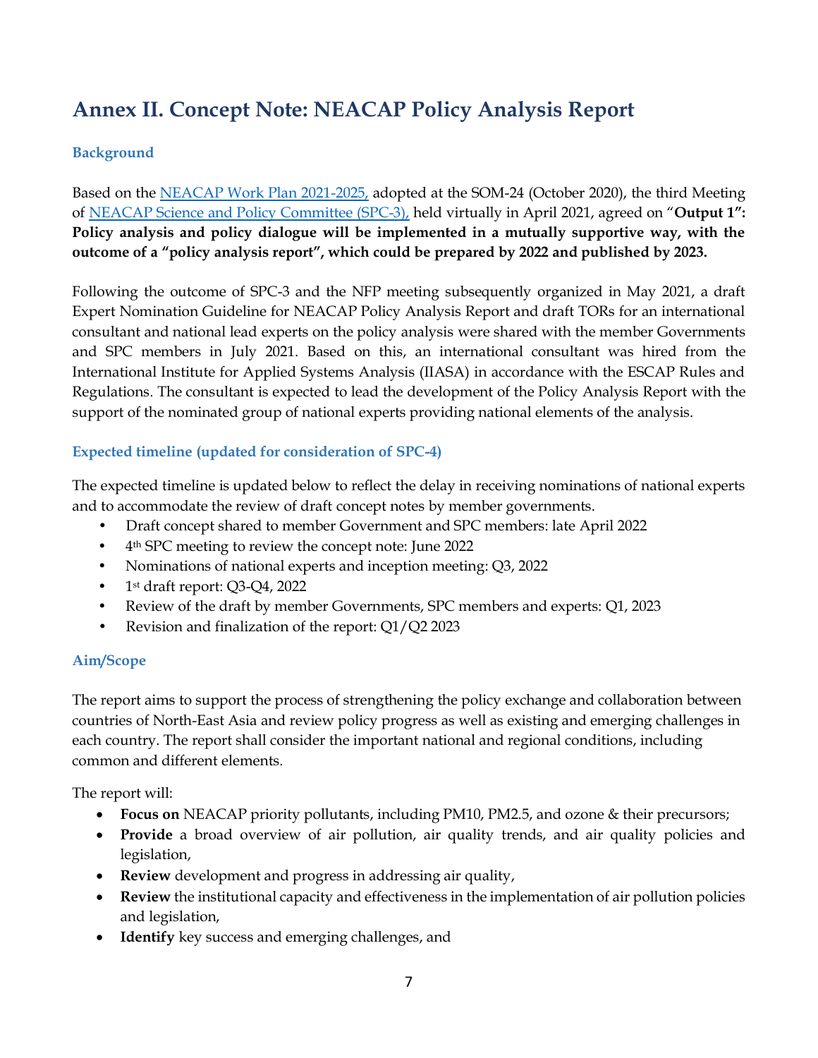# Annex II. Concept Note: NEACAP Policy Analysis Report

### Background

Based on the NEACAP Work Plan 2021-2025, adopted at the SOM-24 (October 2020), the third Meeting of NEACAP Science and Policy Committee (SPC-3), held virtually in April 2021, agreed on "**Output 1": Policy analysis and policy dialogue will be implemented in a mutually supportive way, with the outcome of a "policy analysis report", which could be prepared by 2022 and published by 2023.**

Following the outcome of SPC-3 and the NFP meeting subsequently organized in May 2021, a draft Expert Nomination Guideline for NEACAP Policy Analysis Report and draft TORs for an international consultant and national lead experts on the policy analysis were shared with the member Governments and SPC members in July 2021. Based on this, an international consultant was hired from the International Institute for Applied Systems Analysis (IIASA) in accordance with the ESCAP Rules and Regulations. The consultant is expected to lead the development of the Policy Analysis Report with the support of the nominated group of national experts providing national elements of the analysis.

### Expected timeline (updated for consideration of SPC-4)

The expected timeline is updated below to reflect the delay in receiving nominations of national experts and to accommodate the review of draft concept notes by member governments.

- Draft concept shared to member Government and SPC members: late April 2022
- 4th SPC meeting to review the concept note: June 2022
- Nominations of national experts and inception meeting: Q3, 2022
- 1st draft report: Q3-Q4, 2022
- Review of the draft by member Governments, SPC members and experts: Q1, 2023
- Revision and finalization of the report: Q1/Q2 2023

### Aim/Scope

The report aims to support the process of strengthening the policy exchange and collaboration between countries of North-East Asia and review policy progress as well as existing and emerging challenges in each country. The report shall consider the important national and regional conditions, including common and different elements.

The report will:

- **Focus on** NEACAP priority pollutants, including PM10, PM2.5, and ozone & their precursors;
- **Provide** a broad overview of air pollution, air quality trends, and air quality policies and legislation,
- **Review** development and progress in addressing air quality,
- **Review** the institutional capacity and effectiveness in the implementation of air pollution policies and legislation,
- **Identify** key success and emerging challenges, and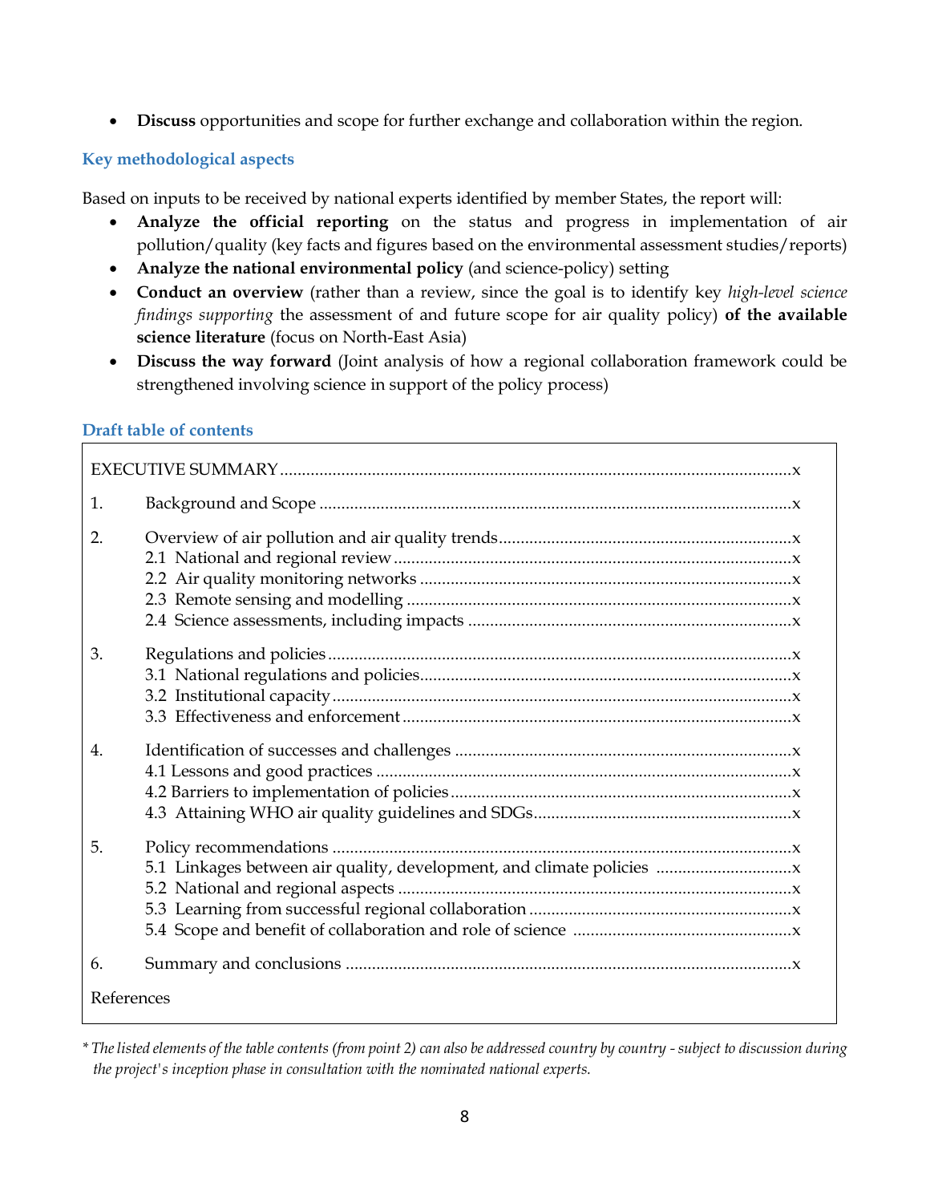- **Discuss** opportunities and scope for further exchange and collaboration within the region.

### Key methodological aspects

Based on inputs to be received by national experts identified by member States, the report will:

- **Analyze the official reporting** on the status and progress in implementation of air pollution/quality (key facts and figures based on the environmental assessment studies/reports)
- **Analyze the national environmental policy** (and science-policy) setting
- **Conduct an overview** (rather than a review, since the goal is to identify key *high-level science findings supporting* the assessment of and future scope for air quality policy) **of the available science literature** (focus on North-East Asia)
- **Discuss the way forward** (Joint analysis of how a regional collaboration framework could be strengthened involving science in support of the policy process)

### Draft table of contents

| | | |
|---|---|---|
| EXECUTIVE SUMMARY | | x |
| 1. | Background and Scope | x |
| 2. | Overview of air pollution and air quality trends | x |
| | 2.1 National and regional review | x |
| | 2.2 Air quality monitoring networks | x |
| | 2.3 Remote sensing and modelling | x |
| | 2.4 Science assessments, including impacts | x |
| 3. | Regulations and policies | x |
| | 3.1 National regulations and policies | x |
| | 3.2 Institutional capacity | x |
| | 3.3 Effectiveness and enforcement | x |
| 4. | Identification of successes and challenges | x |
| | 4.1 Lessons and good practices | x |
| | 4.2 Barriers to implementation of policies | x |
| | 4.3 Attaining WHO air quality guidelines and SDGs | x |
| 5. | Policy recommendations | x |
| | 5.1 Linkages between air quality, development, and climate policies | x |
| | 5.2 National and regional aspects | x |
| | 5.3 Learning from successful regional collaboration | x |
| | 5.4 Scope and benefit of collaboration and role of science | x |
| 6. | Summary and conclusions | x |
| References | | |

*\* The listed elements of the table contents (from point 2) can also be addressed country by country - subject to discussion during the project's inception phase in consultation with the nominated national experts.*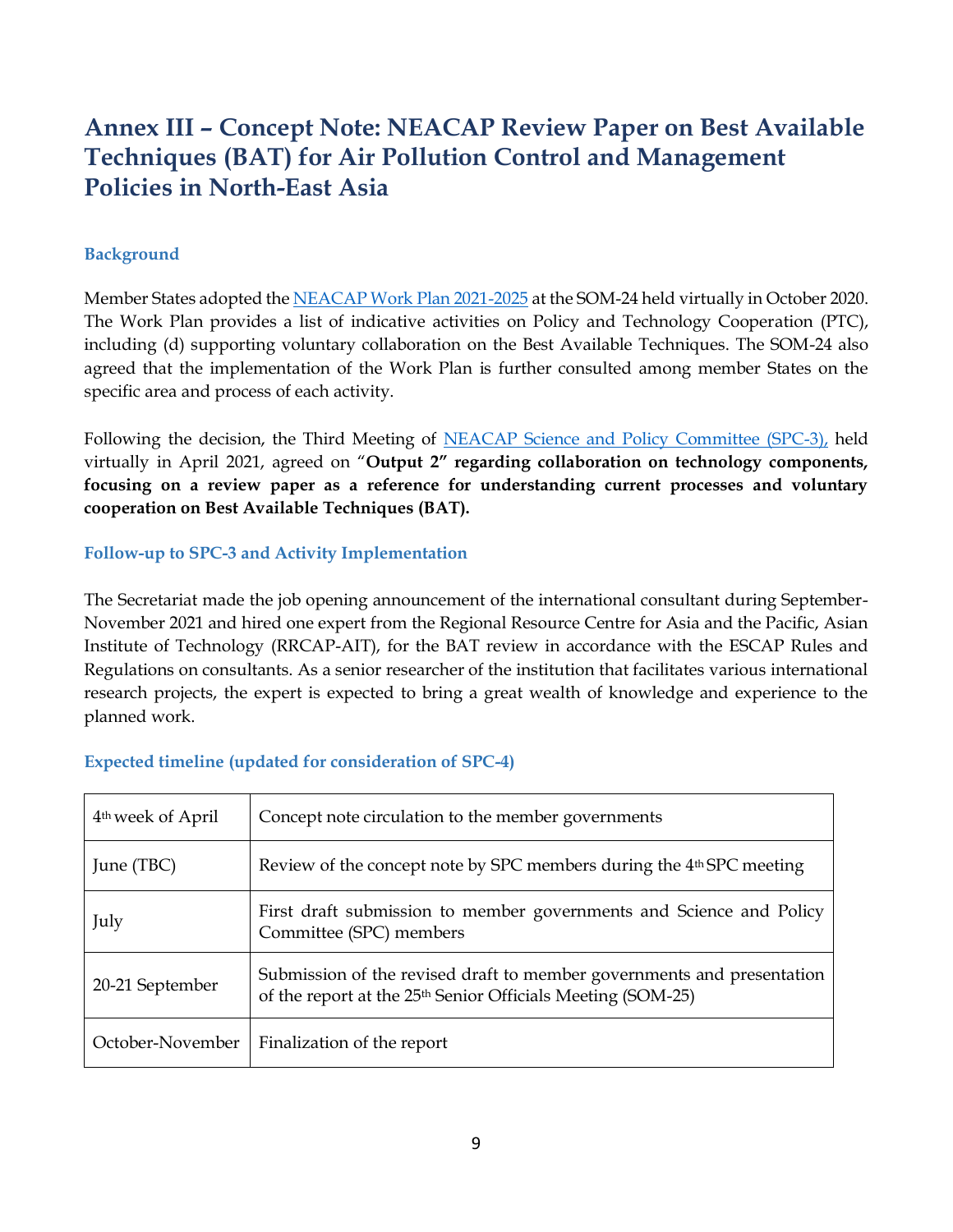# Annex III – Concept Note: NEACAP Review Paper on Best Available Techniques (BAT) for Air Pollution Control and Management Policies in North-East Asia

### Background

Member States adopted the [NEACAP Work Plan 2021-2025] at the SOM-24 held virtually in October 2020. The Work Plan provides a list of indicative activities on Policy and Technology Cooperation (PTC), including (d) supporting voluntary collaboration on the Best Available Techniques. The SOM-24 also agreed that the implementation of the Work Plan is further consulted among member States on the specific area and process of each activity.

Following the decision, the Third Meeting of [NEACAP Science and Policy Committee (SPC-3),] held virtually in April 2021, agreed on "**Output 2" regarding collaboration on technology components, focusing on a review paper as a reference for understanding current processes and voluntary cooperation on Best Available Techniques (BAT).**

### Follow-up to SPC-3 and Activity Implementation

The Secretariat made the job opening announcement of the international consultant during September-November 2021 and hired one expert from the Regional Resource Centre for Asia and the Pacific, Asian Institute of Technology (RRCAP-AIT), for the BAT review in accordance with the ESCAP Rules and Regulations on consultants. As a senior researcher of the institution that facilitates various international research projects, the expert is expected to bring a great wealth of knowledge and experience to the planned work.

### Expected timeline (updated for consideration of SPC-4)

| | |
|---|---|
| 4th week of April | Concept note circulation to the member governments |
| June (TBC) | Review of the concept note by SPC members during the 4th SPC meeting |
| July | First draft submission to member governments and Science and Policy Committee (SPC) members |
| 20-21 September | Submission of the revised draft to member governments and presentation of the report at the 25th Senior Officials Meeting (SOM-25) |
| October-November | Finalization of the report |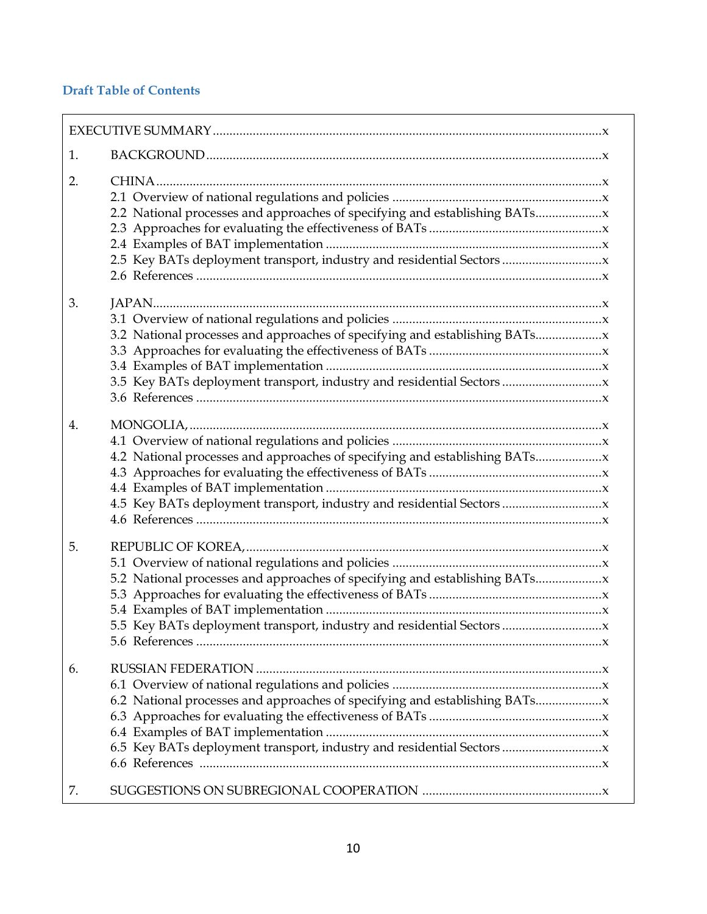### Draft Table of Contents

EXECUTIVE SUMMARY ........ x

1. BACKGROUND ........ x

2. CHINA ........ x
   - 2.1 Overview of national regulations and policies ........ x
   - 2.2 National processes and approaches of specifying and establishing BATs ........ x
   - 2.3 Approaches for evaluating the effectiveness of BATs ........ x
   - 2.4 Examples of BAT implementation ........ x
   - 2.5 Key BATs deployment transport, industry and residential Sectors ........ x
   - 2.6 References ........ x

3. JAPAN ........ x
   - 3.1 Overview of national regulations and policies ........ x
   - 3.2 National processes and approaches of specifying and establishing BATs ........ x
   - 3.3 Approaches for evaluating the effectiveness of BATs ........ x
   - 3.4 Examples of BAT implementation ........ x
   - 3.5 Key BATs deployment transport, industry and residential Sectors ........ x
   - 3.6 References ........ x

4. MONGOLIA, ........ x
   - 4.1 Overview of national regulations and policies ........ x
   - 4.2 National processes and approaches of specifying and establishing BATs ........ x
   - 4.3 Approaches for evaluating the effectiveness of BATs ........ x
   - 4.4 Examples of BAT implementation ........ x
   - 4.5 Key BATs deployment transport, industry and residential Sectors ........ x
   - 4.6 References ........ x

5. REPUBLIC OF KOREA, ........ x
   - 5.1 Overview of national regulations and policies ........ x
   - 5.2 National processes and approaches of specifying and establishing BATs ........ x
   - 5.3 Approaches for evaluating the effectiveness of BATs ........ x
   - 5.4 Examples of BAT implementation ........ x
   - 5.5 Key BATs deployment transport, industry and residential Sectors ........ x
   - 5.6 References ........ x

6. RUSSIAN FEDERATION ........ x
   - 6.1 Overview of national regulations and policies ........ x
   - 6.2 National processes and approaches of specifying and establishing BATs ........ x
   - 6.3 Approaches for evaluating the effectiveness of BATs ........ x
   - 6.4 Examples of BAT implementation ........ x
   - 6.5 Key BATs deployment transport, industry and residential Sectors ........ x
   - 6.6 References ........ x

7. SUGGESTIONS ON SUBREGIONAL COOPERATION ........ x